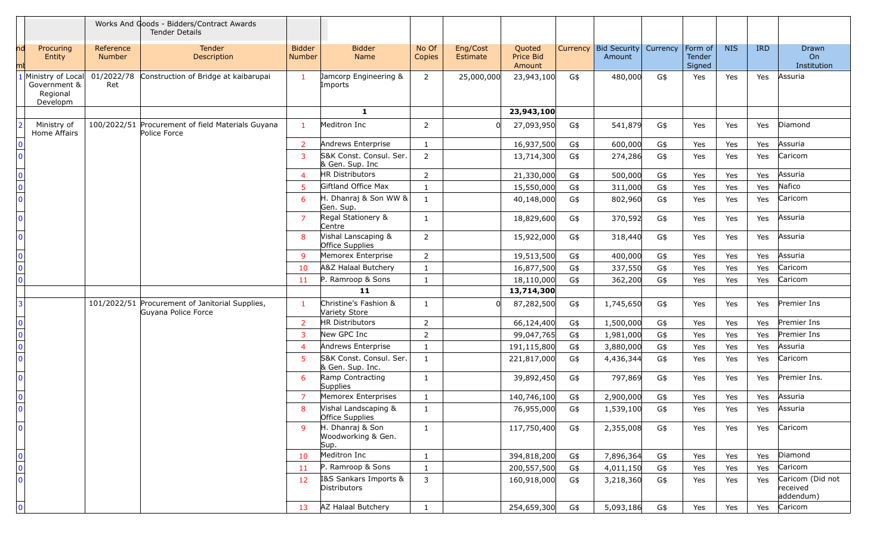Works And Goods - Bidders/Contract Awards Tender Details

| nd mt | Procuring Entity | Reference Number | Tender Description | Bidder Number | Bidder Name | No Of Copies | Eng/Cost Estimate | Quoted Price Bid Amount | Currency | Bid Security Amount | Currency | Form of Tender Signed | NIS | IRD | Drawn On Institution |
|---|---|---|---|---|---|---|---|---|---|---|---|---|---|---|---|
| 1 | Ministry of Local Government & Regional Developm | 01/2022/78 Ret | Construction of Bridge at kaibarupai | 1 | Jamcorp Engineering & Imports | 2 | 25,000,000 | 23,943,100 | G$ | 480,000 | G$ | Yes | Yes | Yes | Assuria |
| | | | | | **1** | | | **23,943,100** | | | | | | | |
| 2 | Ministry of Home Affairs | 100/2022/51 | Procurement of field Materials Guyana Police Force | 1 | Meditron Inc | 2 | 0 | 27,093,950 | G$ | 541,879 | G$ | Yes | Yes | Yes | Diamond |
| 0 | | | | 2 | Andrews Enterprise | 1 | | 16,937,500 | G$ | 600,000 | G$ | Yes | Yes | Yes | Assuria |
| 0 | | | | 3 | S&K Const. Consul. Ser. & Gen. Sup. Inc | 2 | | 13,714,300 | G$ | 274,286 | G$ | Yes | Yes | Yes | Caricom |
| 0 | | | | 4 | HR Distributors | 2 | | 21,330,000 | G$ | 500,000 | G$ | Yes | Yes | Yes | Assuria |
| 0 | | | | 5 | Giftland Office Max | 1 | | 15,550,000 | G$ | 311,000 | G$ | Yes | Yes | Yes | Nafico |
| 0 | | | | 6 | H. Dhanraj & Son WW & Gen. Sup. | 1 | | 40,148,000 | G$ | 802,960 | G$ | Yes | Yes | Yes | Caricom |
| 0 | | | | 7 | Regal Stationery & Centre | 1 | | 18,829,600 | G$ | 370,592 | G$ | Yes | Yes | Yes | Assuria |
| 0 | | | | 8 | Vishal Lanscaping & Office Supplies | 2 | | 15,922,000 | G$ | 318,440 | G$ | Yes | Yes | Yes | Assuria |
| 0 | | | | 9 | Memorex Enterprise | 2 | | 19,513,500 | G$ | 400,000 | G$ | Yes | Yes | Yes | Assuria |
| 0 | | | | 10 | A&Z Halaal Butchery | 1 | | 16,877,500 | G$ | 337,550 | G$ | Yes | Yes | Yes | Caricom |
| 0 | | | | 11 | P. Ramroop & Sons | 1 | | 18,110,000 | G$ | 362,200 | G$ | Yes | Yes | Yes | Caricom |
| | | | | | **11** | | | **13,714,300** | | | | | | | |
| 3 | | 101/2022/51 | Procurement of Janitorial Supplies, Guyana Police Force | 1 | Christine's Fashion & Variety Store | 1 | 0 | 87,282,500 | G$ | 1,745,650 | G$ | Yes | Yes | Yes | Premier Ins |
| 0 | | | | 2 | HR Distributors | 2 | | 66,124,400 | G$ | 1,500,000 | G$ | Yes | Yes | Yes | Premier Ins |
| 0 | | | | 3 | New GPC Inc | 2 | | 99,047,765 | G$ | 1,981,000 | G$ | Yes | Yes | Yes | Premier Ins |
| 0 | | | | 4 | Andrews Enterprise | 1 | | 191,115,800 | G$ | 3,880,000 | G$ | Yes | Yes | Yes | Assuria |
| 0 | | | | 5 | S&K Const. Consul. Ser. & Gen. Sup. Inc. | 1 | | 221,817,000 | G$ | 4,436,344 | G$ | Yes | Yes | Yes | Caricom |
| 0 | | | | 6 | Ramp Contracting Supplies | 1 | | 39,892,450 | G$ | 797,869 | G$ | Yes | Yes | Yes | Premier Ins. |
| 0 | | | | 7 | Memorex Enterprises | 1 | | 140,746,100 | G$ | 2,900,000 | G$ | Yes | Yes | Yes | Assuria |
| 0 | | | | 8 | Vishal Landscaping & Office Supplies | 1 | | 76,955,000 | G$ | 1,539,100 | G$ | Yes | Yes | Yes | Assuria |
| 0 | | | | 9 | H. Dhanraj & Son Woodworking & Gen. Sup. | 1 | | 117,750,400 | G$ | 2,355,008 | G$ | Yes | Yes | Yes | Caricom |
| 0 | | | | 10 | Meditron Inc | 1 | | 394,818,200 | G$ | 7,896,364 | G$ | Yes | Yes | Yes | Diamond |
| 0 | | | | 11 | P. Ramroop & Sons | 1 | | 200,557,500 | G$ | 4,011,150 | G$ | Yes | Yes | Yes | Caricom |
| 0 | | | | 12 | I&S Sankars Imports & Distributors | 3 | | 160,918,000 | G$ | 3,218,360 | G$ | Yes | Yes | Yes | Caricom (Did not received addendum) |
| 0 | | | | 13 | AZ Halaal Butchery | 1 | | 254,659,300 | G$ | 5,093,186 | G$ | Yes | Yes | Yes | Caricom |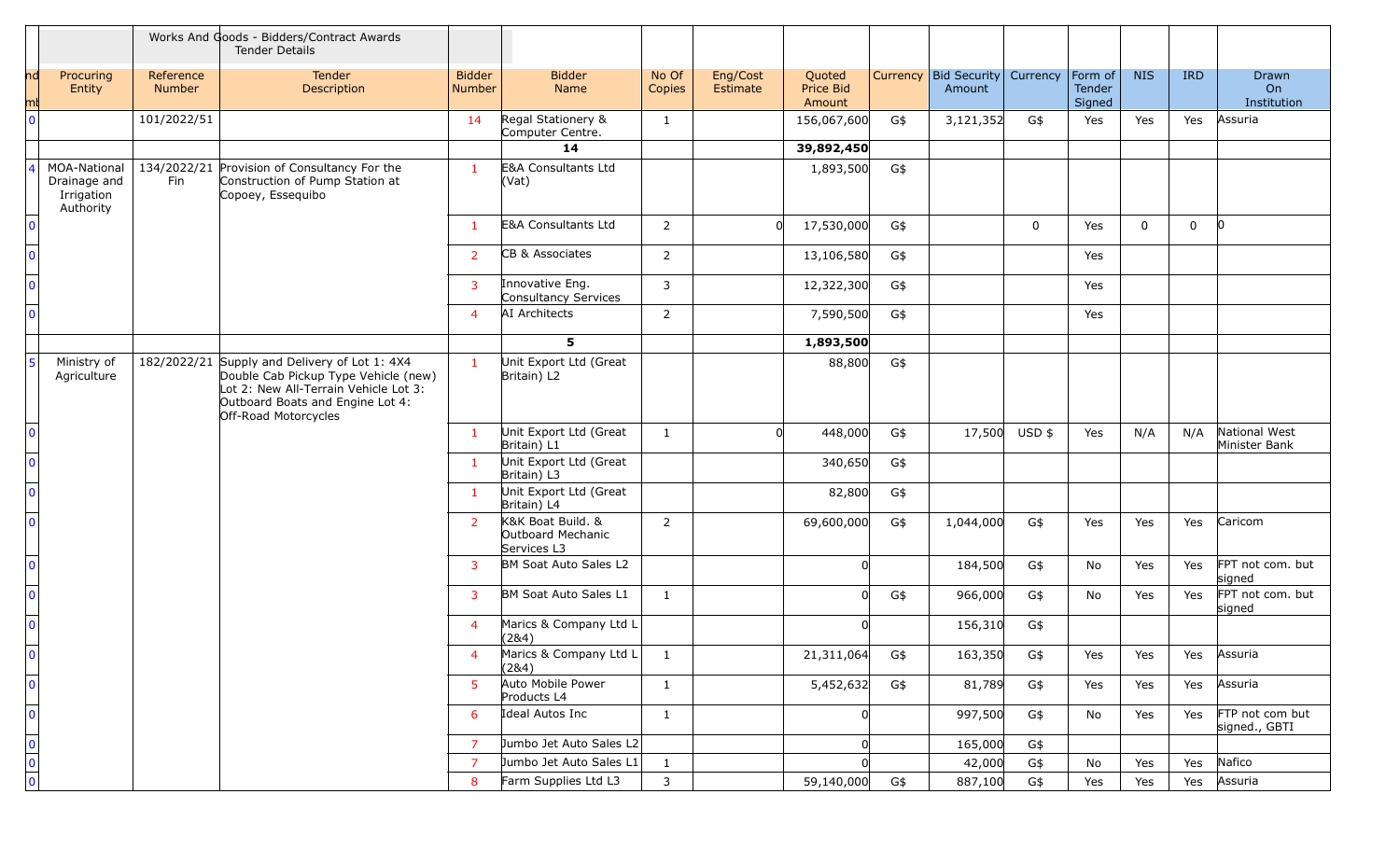| Tnd Numb | Procuring Entity | Reference Number | Works And Goods - Bidders/Contract Awards Tender Details<br>Tender Description | Bidder Number | Bidder Name | No Of Copies | Eng/Cost Estimate | Quoted Price Bid Amount | Currency | Bid Security Amount | Currency | Form of Tender Signed | NIS | IRD | Drawn On Institution |
|---|---|---|---|---|---|---|---|---|---|---|---|---|---|---|---|
| 0 | | 101/2022/51 | | 14 | Regal Stationery & Computer Centre. | 1 | | 156,067,600 | G$ | 3,121,352 | G$ | Yes | Yes | Yes | Assuria |
| | | | | | 14 | | | 39,892,450 | | | | | | | |
| 4 | MOA-National Drainage and Irrigation Authority | 134/2022/21 Fin | Provision of Consultancy For the Construction of Pump Station at Copoey, Essequibo | 1 | E&A Consultants Ltd (Vat) | | | 1,893,500 | G$ | | | | | | |
| 0 | | | | 1 | E&A Consultants Ltd | 2 | 0 | 17,530,000 | G$ | | 0 | Yes | 0 | 0 | 0 |
| 0 | | | | 2 | CB & Associates | 2 | | 13,106,580 | G$ | | | Yes | | | |
| 0 | | | | 3 | Innovative Eng. Consultancy Services | 3 | | 12,322,300 | G$ | | | Yes | | | |
| 0 | | | | 4 | AI Architects | 2 | | 7,590,500 | G$ | | | Yes | | | |
| | | | | | 5 | | | 1,893,500 | | | | | | | |
| 5 | Ministry of Agriculture | 182/2022/21 | Supply and Delivery of Lot 1: 4X4 Double Cab Pickup Type Vehicle (new) Lot 2: New All-Terrain Vehicle Lot 3: Outboard Boats and Engine Lot 4: Off-Road Motorcycles | 1 | Unit Export Ltd (Great Britain) L2 | | | 88,800 | G$ | | | | | | |
| 0 | | | | 1 | Unit Export Ltd (Great Britain) L1 | 1 | 0 | 448,000 | G$ | 17,500 | USD $ | Yes | N/A | N/A | National West Minister Bank |
| 0 | | | | 1 | Unit Export Ltd (Great Britain) L3 | | | 340,650 | G$ | | | | | | |
| 0 | | | | 1 | Unit Export Ltd (Great Britain) L4 | | | 82,800 | G$ | | | | | | |
| 0 | | | | 2 | K&K Boat Build. & Outboard Mechanic Services L3 | 2 | | 69,600,000 | G$ | 1,044,000 | G$ | Yes | Yes | Yes | Caricom |
| 0 | | | | 3 | BM Soat Auto Sales L2 | | | 0 | | 184,500 | G$ | No | Yes | Yes | FPT not com. but signed |
| 0 | | | | 3 | BM Soat Auto Sales L1 | 1 | | 0 | G$ | 966,000 | G$ | No | Yes | Yes | FPT not com. but signed |
| 0 | | | | 4 | Marics & Company Ltd L (2&4) | | | 0 | | 156,310 | G$ | | | | |
| 0 | | | | 4 | Marics & Company Ltd L (2&4) | 1 | | 21,311,064 | G$ | 163,350 | G$ | Yes | Yes | Yes | Assuria |
| 0 | | | | 5 | Auto Mobile Power Products L4 | 1 | | 5,452,632 | G$ | 81,789 | G$ | Yes | Yes | Yes | Assuria |
| 0 | | | | 6 | Ideal Autos Inc | 1 | | 0 | | 997,500 | G$ | No | Yes | Yes | FTP not com but signed., GBTI |
| 0 | | | | 7 | Jumbo Jet Auto Sales L2 | | | 0 | | 165,000 | G$ | | | | |
| 0 | | | | 7 | Jumbo Jet Auto Sales L1 | 1 | | 0 | | 42,000 | G$ | No | Yes | Yes | Nafico |
| 0 | | | | 8 | Farm Supplies Ltd L3 | 3 | | 59,140,000 | G$ | 887,100 | G$ | Yes | Yes | Yes | Assuria |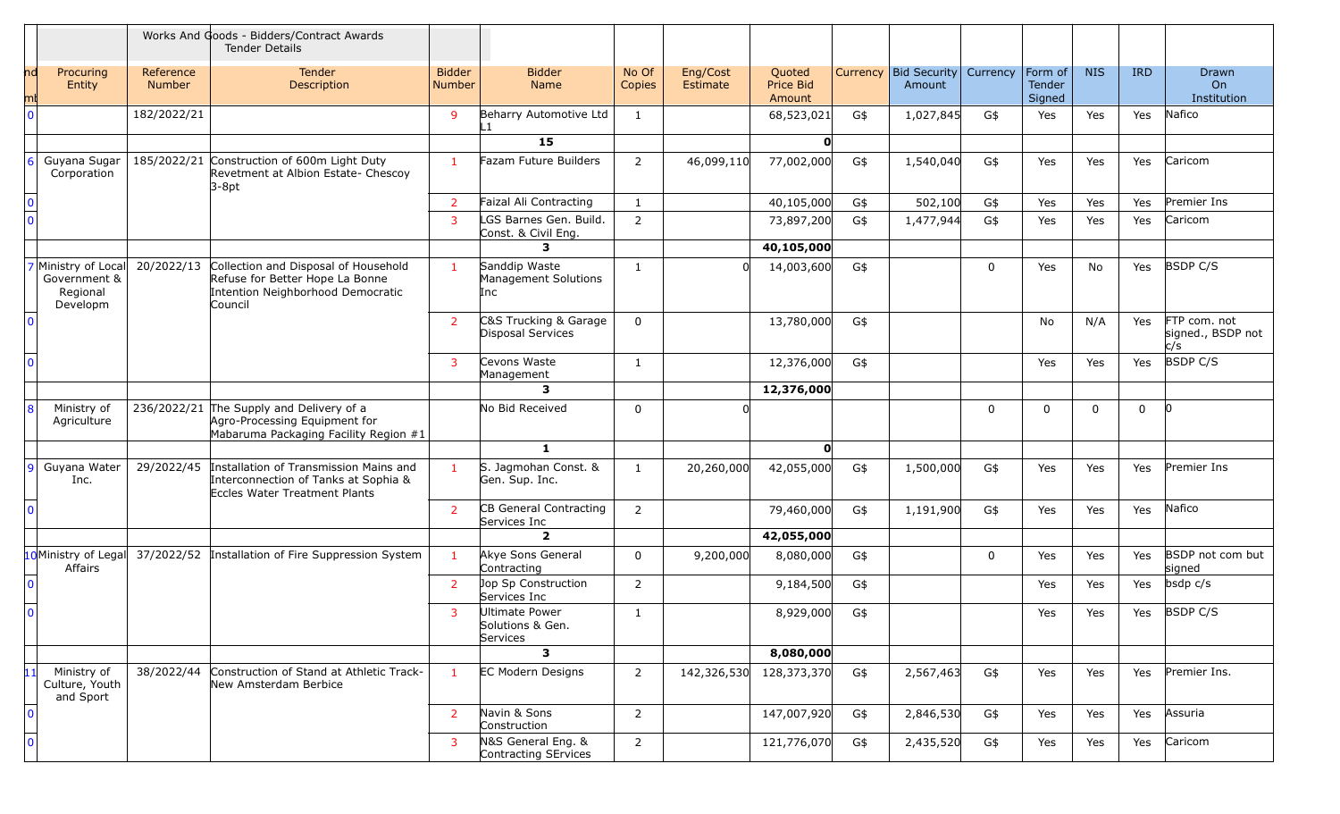| nd mt | Procuring Entity | Reference Number | Works And Goods - Bidders/Contract Awards Tender Details Tender Description | Bidder Number | Bidder Name | No Of Copies | Eng/Cost Estimate | Quoted Price Bid Amount | Currency | Bid Security Amount | Currency | Form of Tender Signed | NIS | IRD | Drawn On Institution |
|---|---|---|---|---|---|---|---|---|---|---|---|---|---|---|---|
| 0 | | 182/2022/21 | | 9 | Beharry Automotive Ltd L1 | 1 | | 68,523,021 | G$ | 1,027,845 | G$ | Yes | Yes | Yes | Nafico |
| | | | | | **15** | | | **0** | | | | | | | |
| 6 | Guyana Sugar Corporation | 185/2022/21 | Construction of 600m Light Duty Revetment at Albion Estate- Chescoy 3-8pt | 1 | Fazam Future Builders | 2 | 46,099,110 | 77,002,000 | G$ | 1,540,040 | G$ | Yes | Yes | Yes | Caricom |
| 0 | | | | 2 | Faizal Ali Contracting | 1 | | 40,105,000 | G$ | 502,100 | G$ | Yes | Yes | Yes | Premier Ins |
| 0 | | | | 3 | LGS Barnes Gen. Build. Const. & Civil Eng. | 2 | | 73,897,200 | G$ | 1,477,944 | G$ | Yes | Yes | Yes | Caricom |
| | | | | | **3** | | | **40,105,000** | | | | | | | |
| 7 | Ministry of Local Government & Regional Developm | 20/2022/13 | Collection and Disposal of Household Refuse for Better Hope La Bonne Intention Neighborhood Democratic Council | 1 | Sanddip Waste Management Solutions Inc | 1 | 0 | 14,003,600 | G$ | | 0 | Yes | No | Yes | BSDP C/S |
| 0 | | | | 2 | C&S Trucking & Garage Disposal Services | 0 | | 13,780,000 | G$ | | | No | N/A | Yes | FTP com. not signed., BSDP not c/s |
| 0 | | | | 3 | Cevons Waste Management | 1 | | 12,376,000 | G$ | | | Yes | Yes | Yes | BSDP C/S |
| | | | | | **3** | | | **12,376,000** | | | | | | | |
| 8 | Ministry of Agriculture | 236/2022/21 | The Supply and Delivery of a Agro-Processing Equipment for Mabaruma Packaging Facility Region #1 | | No Bid Received | 0 | 0 | | | | 0 | 0 | 0 | 0 | 0 |
| | | | | | **1** | | | **0** | | | | | | | |
| 9 | Guyana Water Inc. | 29/2022/45 | Installation of Transmission Mains and Interconnection of Tanks at Sophia & Eccles Water Treatment Plants | 1 | S. Jagmohan Const. & Gen. Sup. Inc. | 1 | 20,260,000 | 42,055,000 | G$ | 1,500,000 | G$ | Yes | Yes | Yes | Premier Ins |
| 0 | | | | 2 | CB General Contracting Services Inc | 2 | | 79,460,000 | G$ | 1,191,900 | G$ | Yes | Yes | Yes | Nafico |
| | | | | | **2** | | | **42,055,000** | | | | | | | |
| 10 | Ministry of Legal Affairs | 37/2022/52 | Installation of Fire Suppression System | 1 | Akye Sons General Contracting | 0 | 9,200,000 | 8,080,000 | G$ | | 0 | Yes | Yes | Yes | BSDP not com but signed |
| 0 | | | | 2 | Jop Sp Construction Services Inc | 2 | | 9,184,500 | G$ | | | Yes | Yes | Yes | bsdp c/s |
| 0 | | | | 3 | Ultimate Power Solutions & Gen. Services | 1 | | 8,929,000 | G$ | | | Yes | Yes | Yes | BSDP C/S |
| | | | | | **3** | | | **8,080,000** | | | | | | | |
| 11 | Ministry of Culture, Youth and Sport | 38/2022/44 | Construction of Stand at Athletic Track- New Amsterdam Berbice | 1 | EC Modern Designs | 2 | 142,326,530 | 128,373,370 | G$ | 2,567,463 | G$ | Yes | Yes | Yes | Premier Ins. |
| 0 | | | | 2 | Navin & Sons Construction | 2 | | 147,007,920 | G$ | 2,846,530 | G$ | Yes | Yes | Yes | Assuria |
| 0 | | | | 3 | N&S General Eng. & Contracting SErvices | 2 | | 121,776,070 | G$ | 2,435,520 | G$ | Yes | Yes | Yes | Caricom |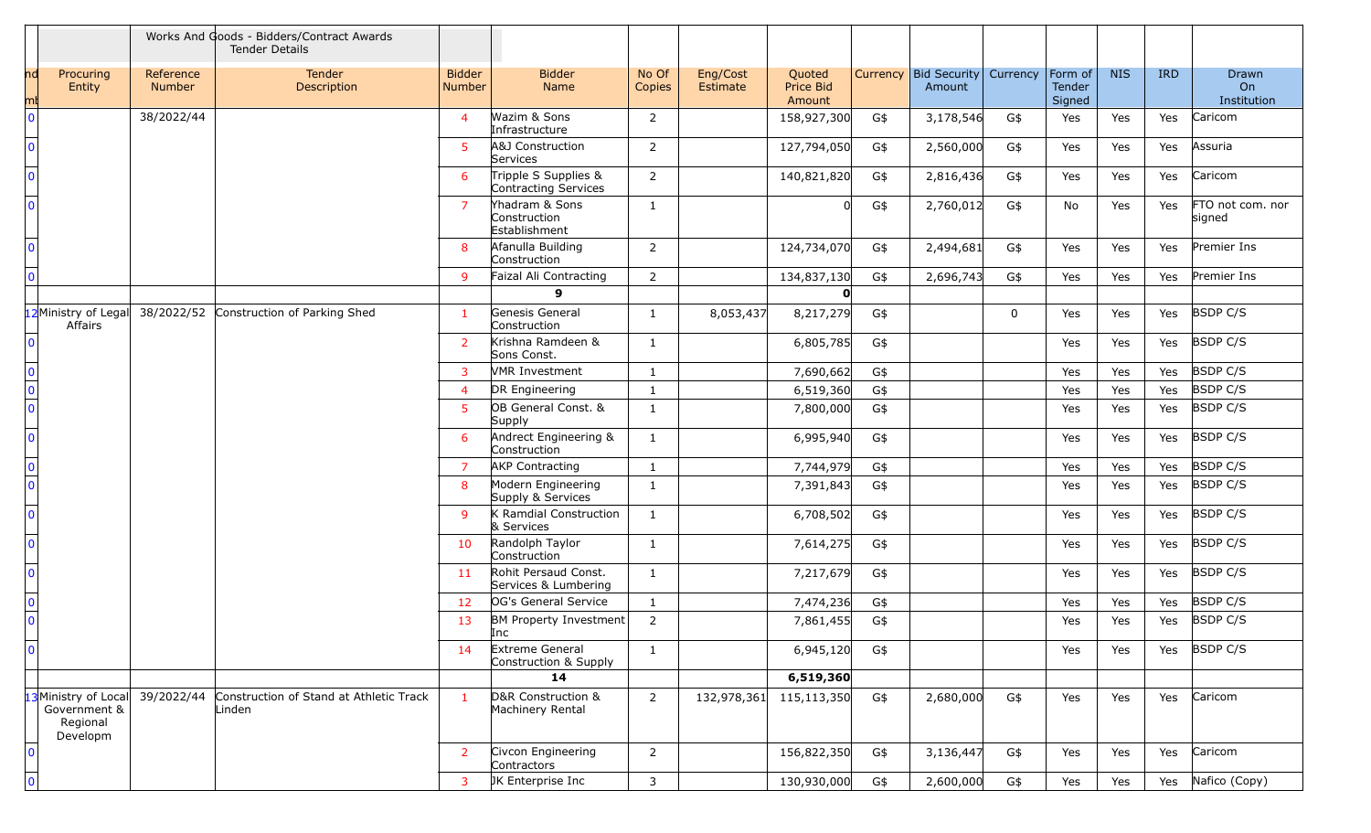| nd mb | Procuring Entity | Reference Number | Works And Goods - Bidders/Contract Awards Tender Details Tender Description | Bidder Number | Bidder Name | No Of Copies | Eng/Cost Estimate | Quoted Price Bid Amount | Currency | Bid Security Amount | Currency | Form of Tender Signed | NIS | IRD | Drawn On Institution |
|---|---|---|---|---|---|---|---|---|---|---|---|---|---|---|---|
| 0 | | 38/2022/44 | | 4 | Wazim & Sons Infrastructure | 2 | | 158,927,300 | G$ | 3,178,546 | G$ | Yes | Yes | Yes | Caricom |
| 0 | | | | 5 | A&J Construction Services | 2 | | 127,794,050 | G$ | 2,560,000 | G$ | Yes | Yes | Yes | Assuria |
| 0 | | | | 6 | Tripple S Supplies & Contracting Services | 2 | | 140,821,820 | G$ | 2,816,436 | G$ | Yes | Yes | Yes | Caricom |
| 0 | | | | 7 | Yhadram & Sons Construction Establishment | 1 | | 0 | G$ | 2,760,012 | G$ | No | Yes | Yes | FTO not com. nor signed |
| 0 | | | | 8 | Afanulla Building Construction | 2 | | 124,734,070 | G$ | 2,494,681 | G$ | Yes | Yes | Yes | Premier Ins |
| 0 | | | | 9 | Faizal Ali Contracting | 2 | | 134,837,130 | G$ | 2,696,743 | G$ | Yes | Yes | Yes | Premier Ins |
| | | | | | **9** | | | **0** | | | | | | | |
| 12 | Ministry of Legal Affairs | 38/2022/52 | Construction of Parking Shed | 1 | Genesis General Construction | 1 | 8,053,437 | 8,217,279 | G$ | | 0 | Yes | Yes | Yes | BSDP C/S |
| 0 | | | | 2 | Krishna Ramdeen & Sons Const. | 1 | | 6,805,785 | G$ | | | Yes | Yes | Yes | BSDP C/S |
| 0 | | | | 3 | VMR Investment | 1 | | 7,690,662 | G$ | | | Yes | Yes | Yes | BSDP C/S |
| 0 | | | | 4 | DR Engineering | 1 | | 6,519,360 | G$ | | | Yes | Yes | Yes | BSDP C/S |
| 0 | | | | 5 | OB General Const. & Supply | 1 | | 7,800,000 | G$ | | | Yes | Yes | Yes | BSDP C/S |
| 0 | | | | 6 | Andrect Engineering & Construction | 1 | | 6,995,940 | G$ | | | Yes | Yes | Yes | BSDP C/S |
| 0 | | | | 7 | AKP Contracting | 1 | | 7,744,979 | G$ | | | Yes | Yes | Yes | BSDP C/S |
| 0 | | | | 8 | Modern Engineering Supply & Services | 1 | | 7,391,843 | G$ | | | Yes | Yes | Yes | BSDP C/S |
| 0 | | | | 9 | K Ramdial Construction & Services | 1 | | 6,708,502 | G$ | | | Yes | Yes | Yes | BSDP C/S |
| 0 | | | | 10 | Randolph Taylor Construction | 1 | | 7,614,275 | G$ | | | Yes | Yes | Yes | BSDP C/S |
| 0 | | | | 11 | Rohit Persaud Const. Services & Lumbering | 1 | | 7,217,679 | G$ | | | Yes | Yes | Yes | BSDP C/S |
| 0 | | | | 12 | OG's General Service | 1 | | 7,474,236 | G$ | | | Yes | Yes | Yes | BSDP C/S |
| 0 | | | | 13 | BM Property Investment Inc | 2 | | 7,861,455 | G$ | | | Yes | Yes | Yes | BSDP C/S |
| 0 | | | | 14 | Extreme General Construction & Supply | 1 | | 6,945,120 | G$ | | | Yes | Yes | Yes | BSDP C/S |
| | | | | | **14** | | | **6,519,360** | | | | | | | |
| 13 | Ministry of Local Government & Regional Developm | 39/2022/44 | Construction of Stand at Athletic Track Linden | 1 | D&R Construction & Machinery Rental | 2 | 132,978,361 | 115,113,350 | G$ | 2,680,000 | G$ | Yes | Yes | Yes | Caricom |
| 0 | | | | 2 | Civcon Engineering Contractors | 2 | | 156,822,350 | G$ | 3,136,447 | G$ | Yes | Yes | Yes | Caricom |
| 0 | | | | 3 | JK Enterprise Inc | 3 | | 130,930,000 | G$ | 2,600,000 | G$ | Yes | Yes | Yes | Nafico (Copy) |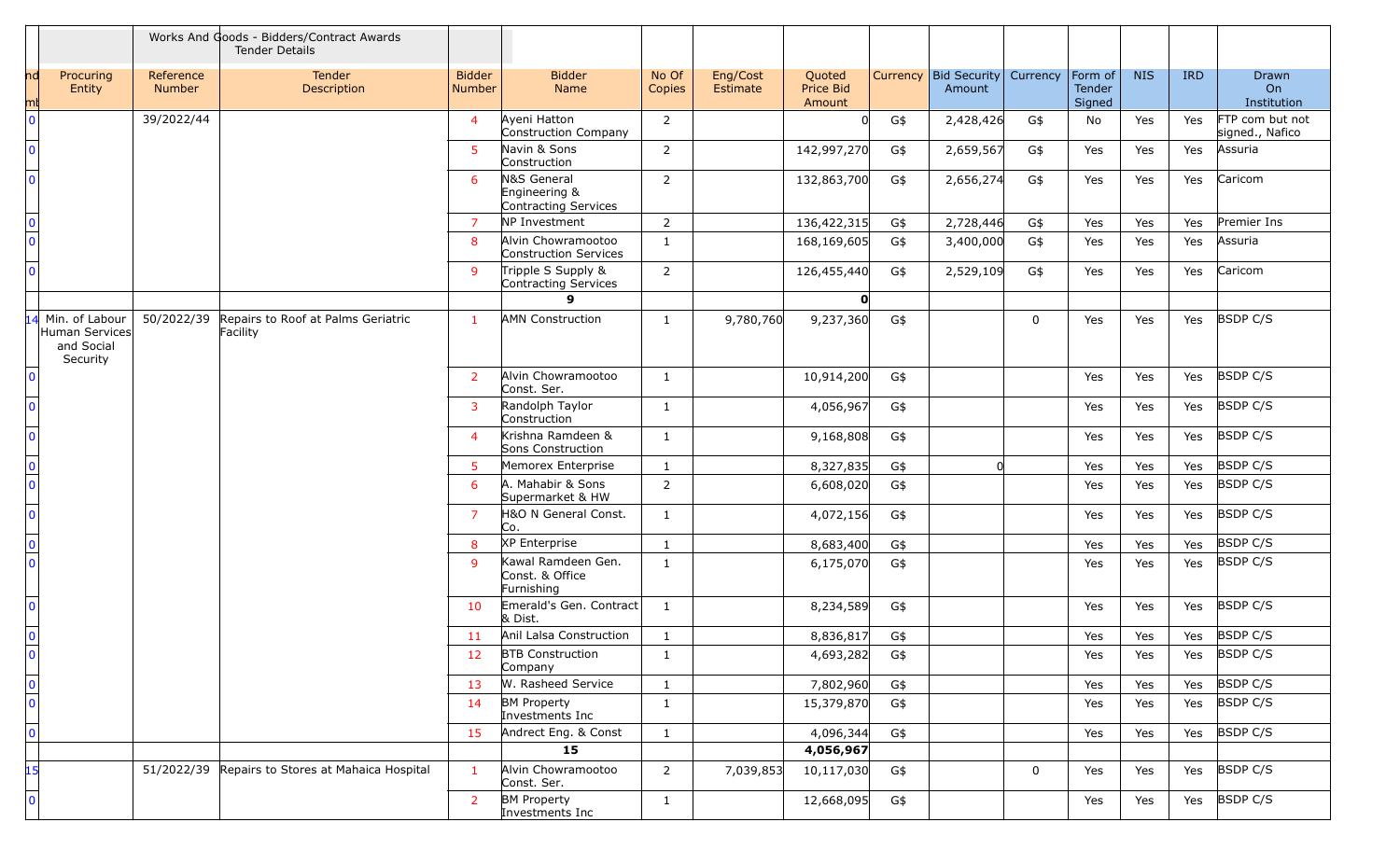| Tend Numb | Procuring Entity | Reference Number | Works And Goods - Bidders/Contract Awards Tender Details Tender Description | Bidder Number | Bidder Name | No Of Copies | Eng/Cost Estimate | Quoted Price Bid Amount | Currency | Bid Security Amount | Currency | Form of Tender Signed | NIS | IRD | Drawn On Institution |
|---|---|---|---|---|---|---|---|---|---|---|---|---|---|---|---|
| 0 | | 39/2022/44 | | 4 | Ayeni Hatton Construction Company | 2 | | 0 | G$ | 2,428,426 | G$ | No | Yes | Yes | FTP com but not signed., Nafico |
| 0 | | | | 5 | Navin & Sons Construction | 2 | | 142,997,270 | G$ | 2,659,567 | G$ | Yes | Yes | Yes | Assuria |
| 0 | | | | 6 | N&S General Engineering & Contracting Services | 2 | | 132,863,700 | G$ | 2,656,274 | G$ | Yes | Yes | Yes | Caricom |
| 0 | | | | 7 | NP Investment | 2 | | 136,422,315 | G$ | 2,728,446 | G$ | Yes | Yes | Yes | Premier Ins |
| 0 | | | | 8 | Alvin Chowramootoo Construction Services | 1 | | 168,169,605 | G$ | 3,400,000 | G$ | Yes | Yes | Yes | Assuria |
| 0 | | | | 9 | Tripple S Supply & Contracting Services | 2 | | 126,455,440 | G$ | 2,529,109 | G$ | Yes | Yes | Yes | Caricom |
| | | | | | **9** | | | **0** | | | | | | | |
| 14 | Min. of Labour Human Services and Social Security | 50/2022/39 | Repairs to Roof at Palms Geriatric Facility | 1 | AMN Construction | 1 | 9,780,760 | 9,237,360 | G$ | | 0 | Yes | Yes | Yes | BSDP C/S |
| 0 | | | | 2 | Alvin Chowramootoo Const. Ser. | 1 | | 10,914,200 | G$ | | | Yes | Yes | Yes | BSDP C/S |
| 0 | | | | 3 | Randolph Taylor Construction | 1 | | 4,056,967 | G$ | | | Yes | Yes | Yes | BSDP C/S |
| 0 | | | | 4 | Krishna Ramdeen & Sons Construction | 1 | | 9,168,808 | G$ | | | Yes | Yes | Yes | BSDP C/S |
| 0 | | | | 5 | Memorex Enterprise | 1 | | 8,327,835 | G$ | 0 | | Yes | Yes | Yes | BSDP C/S |
| 0 | | | | 6 | A. Mahabir & Sons Supermarket & HW | 2 | | 6,608,020 | G$ | | | Yes | Yes | Yes | BSDP C/S |
| 0 | | | | 7 | H&O N General Const. Co. | 1 | | 4,072,156 | G$ | | | Yes | Yes | Yes | BSDP C/S |
| 0 | | | | 8 | XP Enterprise | 1 | | 8,683,400 | G$ | | | Yes | Yes | Yes | BSDP C/S |
| 0 | | | | 9 | Kawal Ramdeen Gen. Const. & Office Furnishing | 1 | | 6,175,070 | G$ | | | Yes | Yes | Yes | BSDP C/S |
| 0 | | | | 10 | Emerald's Gen. Contract & Dist. | 1 | | 8,234,589 | G$ | | | Yes | Yes | Yes | BSDP C/S |
| 0 | | | | 11 | Anil Lalsa Construction | 1 | | 8,836,817 | G$ | | | Yes | Yes | Yes | BSDP C/S |
| 0 | | | | 12 | BTB Construction Company | 1 | | 4,693,282 | G$ | | | Yes | Yes | Yes | BSDP C/S |
| 0 | | | | 13 | W. Rasheed Service | 1 | | 7,802,960 | G$ | | | Yes | Yes | Yes | BSDP C/S |
| 0 | | | | 14 | BM Property Investments Inc | 1 | | 15,379,870 | G$ | | | Yes | Yes | Yes | BSDP C/S |
| 0 | | | | 15 | Andrect Eng. & Const | 1 | | 4,096,344 | G$ | | | Yes | Yes | Yes | BSDP C/S |
| | | | | | **15** | | | **4,056,967** | | | | | | | |
| 15 | | 51/2022/39 | Repairs to Stores at Mahaica Hospital | 1 | Alvin Chowramootoo Const. Ser. | 2 | 7,039,853 | 10,117,030 | G$ | | 0 | Yes | Yes | Yes | BSDP C/S |
| 0 | | | | 2 | BM Property Investments Inc | 1 | | 12,668,095 | G$ | | | Yes | Yes | Yes | BSDP C/S |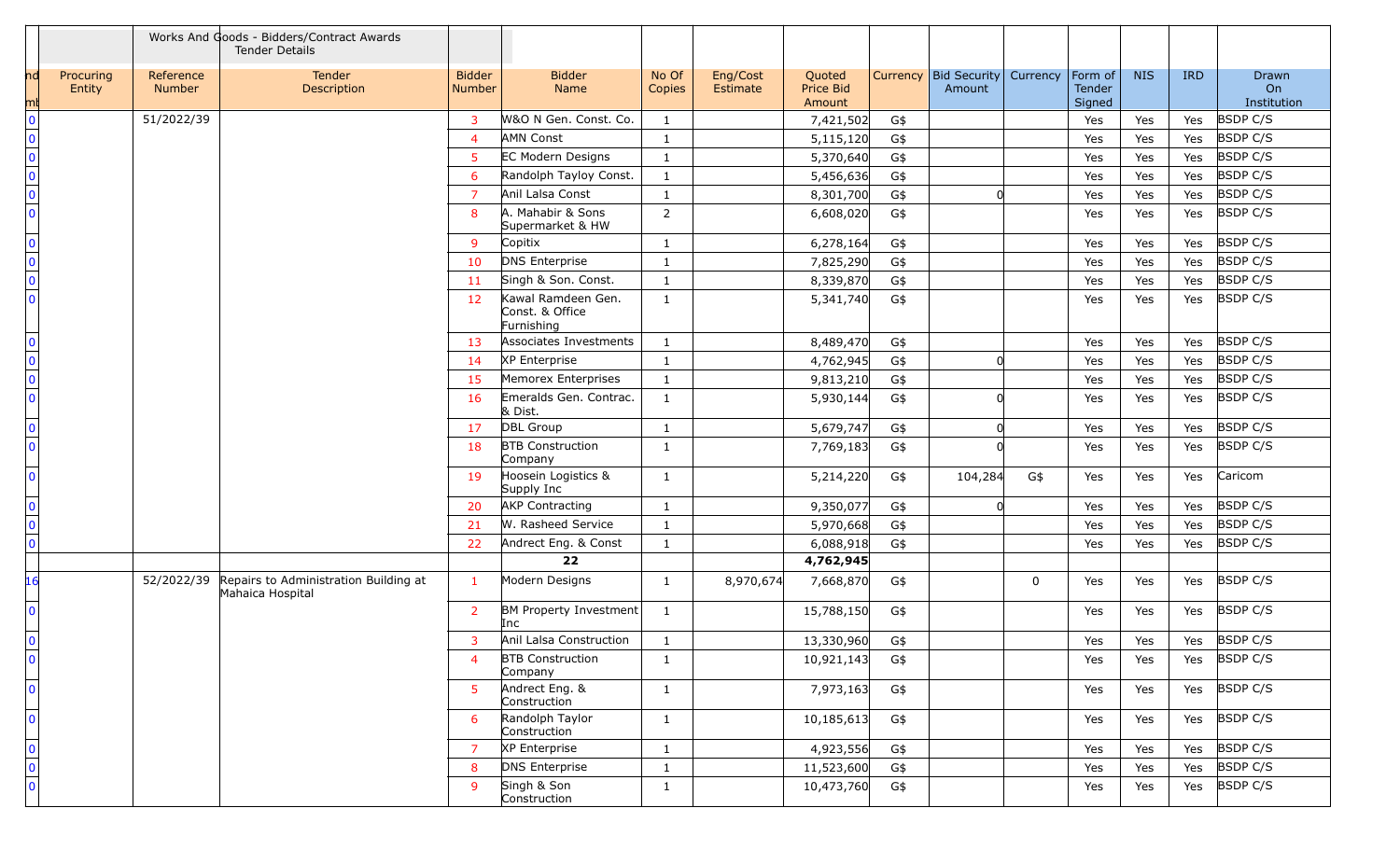| nd mb | Procuring Entity | Reference Number | Works And Goods - Bidders/Contract Awards Tender Details Tender Description | Bidder Number | Bidder Name | No Of Copies | Eng/Cost Estimate | Quoted Price Bid Amount | Currency | Bid Security Amount | Currency | Form of Tender Signed | NIS | IRD | Drawn On Institution |
|---|---|---|---|---|---|---|---|---|---|---|---|---|---|---|---|
| 0 | | 51/2022/39 | | 3 | W&O N Gen. Const. Co. | 1 | | 7,421,502 | G$ | | | Yes | Yes | Yes | BSDP C/S |
| 0 | | | | 4 | AMN Const | 1 | | 5,115,120 | G$ | | | Yes | Yes | Yes | BSDP C/S |
| 0 | | | | 5 | EC Modern Designs | 1 | | 5,370,640 | G$ | | | Yes | Yes | Yes | BSDP C/S |
| 0 | | | | 6 | Randolph Tayloy Const. | 1 | | 5,456,636 | G$ | | | Yes | Yes | Yes | BSDP C/S |
| 0 | | | | 7 | Anil Lalsa Const | 1 | | 8,301,700 | G$ | 0 | | Yes | Yes | Yes | BSDP C/S |
| 0 | | | | 8 | A. Mahabir & Sons Supermarket & HW | 2 | | 6,608,020 | G$ | | | Yes | Yes | Yes | BSDP C/S |
| 0 | | | | 9 | Copitix | 1 | | 6,278,164 | G$ | | | Yes | Yes | Yes | BSDP C/S |
| 0 | | | | 10 | DNS Enterprise | 1 | | 7,825,290 | G$ | | | Yes | Yes | Yes | BSDP C/S |
| 0 | | | | 11 | Singh & Son. Const. | 1 | | 8,339,870 | G$ | | | Yes | Yes | Yes | BSDP C/S |
| 0 | | | | 12 | Kawal Ramdeen Gen. Const. & Office Furnishing | 1 | | 5,341,740 | G$ | | | Yes | Yes | Yes | BSDP C/S |
| 0 | | | | 13 | Associates Investments | 1 | | 8,489,470 | G$ | | | Yes | Yes | Yes | BSDP C/S |
| 0 | | | | 14 | XP Enterprise | 1 | | 4,762,945 | G$ | 0 | | Yes | Yes | Yes | BSDP C/S |
| 0 | | | | 15 | Memorex Enterprises | 1 | | 9,813,210 | G$ | | | Yes | Yes | Yes | BSDP C/S |
| 0 | | | | 16 | Emeralds Gen. Contrac. & Dist. | 1 | | 5,930,144 | G$ | 0 | | Yes | Yes | Yes | BSDP C/S |
| 0 | | | | 17 | DBL Group | 1 | | 5,679,747 | G$ | 0 | | Yes | Yes | Yes | BSDP C/S |
| 0 | | | | 18 | BTB Construction Company | 1 | | 7,769,183 | G$ | 0 | | Yes | Yes | Yes | BSDP C/S |
| 0 | | | | 19 | Hoosein Logistics & Supply Inc | 1 | | 5,214,220 | G$ | 104,284 | G$ | Yes | Yes | Yes | Caricom |
| 0 | | | | 20 | AKP Contracting | 1 | | 9,350,077 | G$ | 0 | | Yes | Yes | Yes | BSDP C/S |
| 0 | | | | 21 | W. Rasheed Service | 1 | | 5,970,668 | G$ | | | Yes | Yes | Yes | BSDP C/S |
| 0 | | | | 22 | Andrect Eng. & Const | 1 | | 6,088,918 | G$ | | | Yes | Yes | Yes | BSDP C/S |
| | | | | | **22** | | | **4,762,945** | | | | | | | |
| 16 | | 52/2022/39 | Repairs to Administration Building at Mahaica Hospital | 1 | Modern Designs | 1 | 8,970,674 | 7,668,870 | G$ | | 0 | Yes | Yes | Yes | BSDP C/S |
| 0 | | | | 2 | BM Property Investment Inc | 1 | | 15,788,150 | G$ | | | Yes | Yes | Yes | BSDP C/S |
| 0 | | | | 3 | Anil Lalsa Construction | 1 | | 13,330,960 | G$ | | | Yes | Yes | Yes | BSDP C/S |
| 0 | | | | 4 | BTB Construction Company | 1 | | 10,921,143 | G$ | | | Yes | Yes | Yes | BSDP C/S |
| 0 | | | | 5 | Andrect Eng. & Construction | 1 | | 7,973,163 | G$ | | | Yes | Yes | Yes | BSDP C/S |
| 0 | | | | 6 | Randolph Taylor Construction | 1 | | 10,185,613 | G$ | | | Yes | Yes | Yes | BSDP C/S |
| 0 | | | | 7 | XP Enterprise | 1 | | 4,923,556 | G$ | | | Yes | Yes | Yes | BSDP C/S |
| 0 | | | | 8 | DNS Enterprise | 1 | | 11,523,600 | G$ | | | Yes | Yes | Yes | BSDP C/S |
| 0 | | | | 9 | Singh & Son Construction | 1 | | 10,473,760 | G$ | | | Yes | Yes | Yes | BSDP C/S |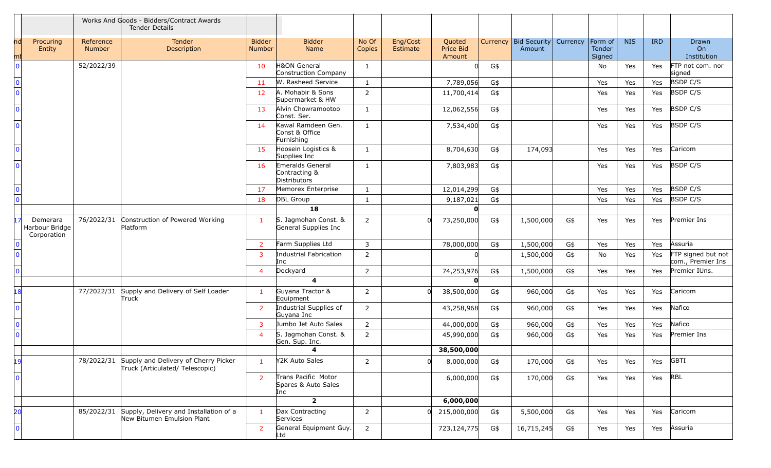| nd mt | Procuring Entity | Reference Number | Works And Goods - Bidders/Contract Awards Tender Details Tender Description | Bidder Number | Bidder Name | No Of Copies | Eng/Cost Estimate | Quoted Price Bid Amount | Currency | Bid Security Amount | Currency | Form of Tender Signed | NIS | IRD | Drawn On Institution |
|---|---|---|---|---|---|---|---|---|---|---|---|---|---|---|---|
| 0 | | 52/2022/39 | | 10 | H&ON General Construction Company | 1 | | 0 | G$ | | | No | Yes | Yes | FTP not com. nor signed |
| 0 | | | | 11 | W. Rasheed Service | 1 | | 7,789,056 | G$ | | | Yes | Yes | Yes | BSDP C/S |
| 0 | | | | 12 | A. Mohabir & Sons Supermarket & HW | 2 | | 11,700,414 | G$ | | | Yes | Yes | Yes | BSDP C/S |
| 0 | | | | 13 | Alvin Chowramootoo Const. Ser. | 1 | | 12,062,556 | G$ | | | Yes | Yes | Yes | BSDP C/S |
| 0 | | | | 14 | Kawal Ramdeen Gen. Const & Office Furnishing | 1 | | 7,534,400 | G$ | | | Yes | Yes | Yes | BSDP C/S |
| 0 | | | | 15 | Hoosein Logistics & Supplies Inc | 1 | | 8,704,630 | G$ | 174,093 | | Yes | Yes | Yes | Caricom |
| 0 | | | | 16 | Emeralds General Contracting & Distributors | 1 | | 7,803,983 | G$ | | | Yes | Yes | Yes | BSDP C/S |
| 0 | | | | 17 | Memorex Enterprise | 1 | | 12,014,299 | G$ | | | Yes | Yes | Yes | BSDP C/S |
| 0 | | | | 18 | DBL Group | 1 | | 9,187,021 | G$ | | | Yes | Yes | Yes | BSDP C/S |
| | | | | | **18** | | | **0** | | | | | | | |
| 17 | Demerara Harbour Bridge Corporation | 76/2022/31 | Construction of Powered Working Platform | 1 | S. Jagmohan Const. & General Supplies Inc | 2 | 0 | 73,250,000 | G$ | 1,500,000 | G$ | Yes | Yes | Yes | Premier Ins |
| 0 | | | | 2 | Farm Supplies Ltd | 3 | | 78,000,000 | G$ | 1,500,000 | G$ | Yes | Yes | Yes | Assuria |
| 0 | | | | 3 | Industrial Fabrication Inc | 2 | | 0 | | 1,500,000 | G$ | No | Yes | Yes | FTP signed but not com., Premier Ins |
| 0 | | | | 4 | Dockyard | 2 | | 74,253,976 | G$ | 1,500,000 | G$ | Yes | Yes | Yes | Premier IUns. |
| | | | | | **4** | | | **0** | | | | | | | |
| 18 | | 77/2022/31 | Supply and Delivery of Self Loader Truck | 1 | Guyana Tractor & Equipment | 2 | 0 | 38,500,000 | G$ | 960,000 | G$ | Yes | Yes | Yes | Caricom |
| 0 | | | | 2 | Industrial Supplies of Guyana Inc | 2 | | 43,258,968 | G$ | 960,000 | G$ | Yes | Yes | Yes | Nafico |
| 0 | | | | 3 | Jumbo Jet Auto Sales | 2 | | 44,000,000 | G$ | 960,000 | G$ | Yes | Yes | Yes | Nafico |
| 0 | | | | 4 | S. Jagmohan Const. & Gen. Sup. Inc. | 2 | | 45,990,000 | G$ | 960,000 | G$ | Yes | Yes | Yes | Premier Ins |
| | | | | | **4** | | | **38,500,000** | | | | | | | |
| 19 | | 78/2022/31 | Supply and Delivery of Cherry Picker Truck (Articulated/ Telescopic) | 1 | Y2K Auto Sales | 2 | 0 | 8,000,000 | G$ | 170,000 | G$ | Yes | Yes | Yes | GBTI |
| 0 | | | | 2 | Trans Pacific Motor Spares & Auto Sales Inc | | | 6,000,000 | G$ | 170,000 | G$ | Yes | Yes | Yes | RBL |
| | | | | | **2** | | | **6,000,000** | | | | | | | |
| 20 | | 85/2022/31 | Supply, Delivery and Installation of a New Bitumen Emulsion Plant | 1 | Dax Contracting Services | 2 | 0 | 215,000,000 | G$ | 5,500,000 | G$ | Yes | Yes | Yes | Caricom |
| 0 | | | | 2 | General Equipment Guy. Ltd | 2 | | 723,124,775 | G$ | 16,715,245 | G$ | Yes | Yes | Yes | Assuria |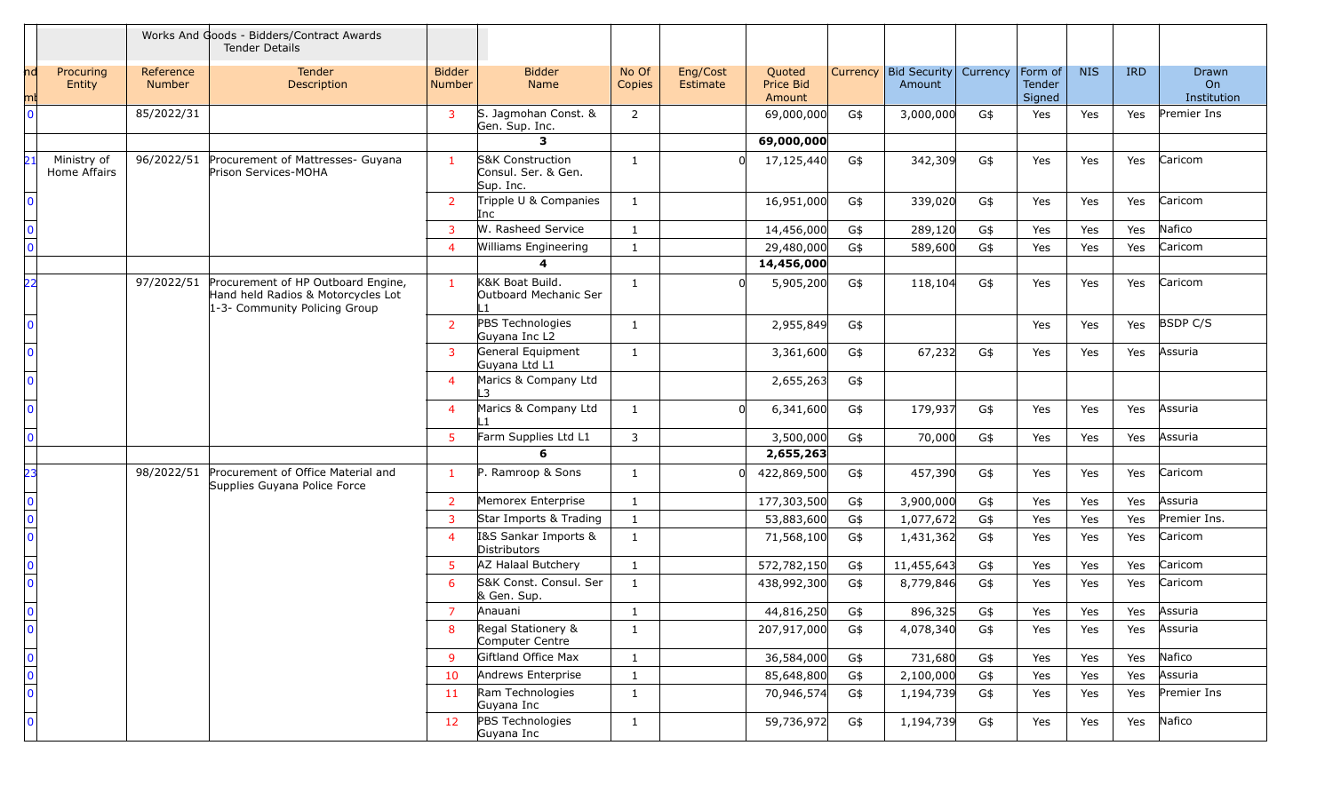| nd mt | Procuring Entity | Reference Number | Works And Goods - Bidders/Contract Awards Tender Details Tender Description | Bidder Number | Bidder Name | No Of Copies | Eng/Cost Estimate | Quoted Price Bid Amount | Currency | Bid Security Amount | Currency | Form of Tender Signed | NIS | IRD | Drawn On Institution |
|---|---|---|---|---|---|---|---|---|---|---|---|---|---|---|---|
| 0 | | 85/2022/31 | | 3 | S. Jagmohan Const. & Gen. Sup. Inc. | 2 | | 69,000,000 | G$ | 3,000,000 | G$ | Yes | Yes | Yes | Premier Ins |
| | | | | | **3** | | | **69,000,000** | | | | | | | |
| 21 | Ministry of Home Affairs | 96/2022/51 | Procurement of Mattresses- Guyana Prison Services-MOHA | 1 | S&K Construction Consul. Ser. & Gen. Sup. Inc. | 1 | 0 | 17,125,440 | G$ | 342,309 | G$ | Yes | Yes | Yes | Caricom |
| 0 | | | | 2 | Tripple U & Companies Inc | 1 | | 16,951,000 | G$ | 339,020 | G$ | Yes | Yes | Yes | Caricom |
| 0 | | | | 3 | W. Rasheed Service | 1 | | 14,456,000 | G$ | 289,120 | G$ | Yes | Yes | Yes | Nafico |
| 0 | | | | 4 | Williams Engineering | 1 | | 29,480,000 | G$ | 589,600 | G$ | Yes | Yes | Yes | Caricom |
| | | | | | **4** | | | **14,456,000** | | | | | | | |
| 22 | | 97/2022/51 | Procurement of HP Outboard Engine, Hand held Radios & Motorcycles Lot 1-3- Community Policing Group | 1 | K&K Boat Build. Outboard Mechanic Ser L1 | 1 | 0 | 5,905,200 | G$ | 118,104 | G$ | Yes | Yes | Yes | Caricom |
| 0 | | | | 2 | PBS Technologies Guyana Inc L2 | 1 | | 2,955,849 | G$ | | | Yes | Yes | Yes | BSDP C/S |
| 0 | | | | 3 | General Equipment Guyana Ltd L1 | 1 | | 3,361,600 | G$ | 67,232 | G$ | Yes | Yes | Yes | Assuria |
| 0 | | | | 4 | Marics & Company Ltd L3 | | | 2,655,263 | G$ | | | | | | |
| 0 | | | | 4 | Marics & Company Ltd L1 | 1 | 0 | 6,341,600 | G$ | 179,937 | G$ | Yes | Yes | Yes | Assuria |
| 0 | | | | 5 | Farm Supplies Ltd L1 | 3 | | 3,500,000 | G$ | 70,000 | G$ | Yes | Yes | Yes | Assuria |
| | | | | | **6** | | | **2,655,263** | | | | | | | |
| 23 | | 98/2022/51 | Procurement of Office Material and Supplies Guyana Police Force | 1 | P. Ramroop & Sons | 1 | 0 | 422,869,500 | G$ | 457,390 | G$ | Yes | Yes | Yes | Caricom |
| 0 | | | | 2 | Memorex Enterprise | 1 | | 177,303,500 | G$ | 3,900,000 | G$ | Yes | Yes | Yes | Assuria |
| 0 | | | | 3 | Star Imports & Trading | 1 | | 53,883,600 | G$ | 1,077,672 | G$ | Yes | Yes | Yes | Premier Ins. |
| 0 | | | | 4 | I&S Sankar Imports & Distributors | 1 | | 71,568,100 | G$ | 1,431,362 | G$ | Yes | Yes | Yes | Caricom |
| 0 | | | | 5 | AZ Halaal Butchery | 1 | | 572,782,150 | G$ | 11,455,643 | G$ | Yes | Yes | Yes | Caricom |
| 0 | | | | 6 | S&K Const. Consul. Ser & Gen. Sup. | 1 | | 438,992,300 | G$ | 8,779,846 | G$ | Yes | Yes | Yes | Caricom |
| 0 | | | | 7 | Anauani | 1 | | 44,816,250 | G$ | 896,325 | G$ | Yes | Yes | Yes | Assuria |
| 0 | | | | 8 | Regal Stationery & Computer Centre | 1 | | 207,917,000 | G$ | 4,078,340 | G$ | Yes | Yes | Yes | Assuria |
| 0 | | | | 9 | Giftland Office Max | 1 | | 36,584,000 | G$ | 731,680 | G$ | Yes | Yes | Yes | Nafico |
| 0 | | | | 10 | Andrews Enterprise | 1 | | 85,648,800 | G$ | 2,100,000 | G$ | Yes | Yes | Yes | Assuria |
| 0 | | | | 11 | Ram Technologies Guyana Inc | 1 | | 70,946,574 | G$ | 1,194,739 | G$ | Yes | Yes | Yes | Premier Ins |
| 0 | | | | 12 | PBS Technologies Guyana Inc | 1 | | 59,736,972 | G$ | 1,194,739 | G$ | Yes | Yes | Yes | Nafico |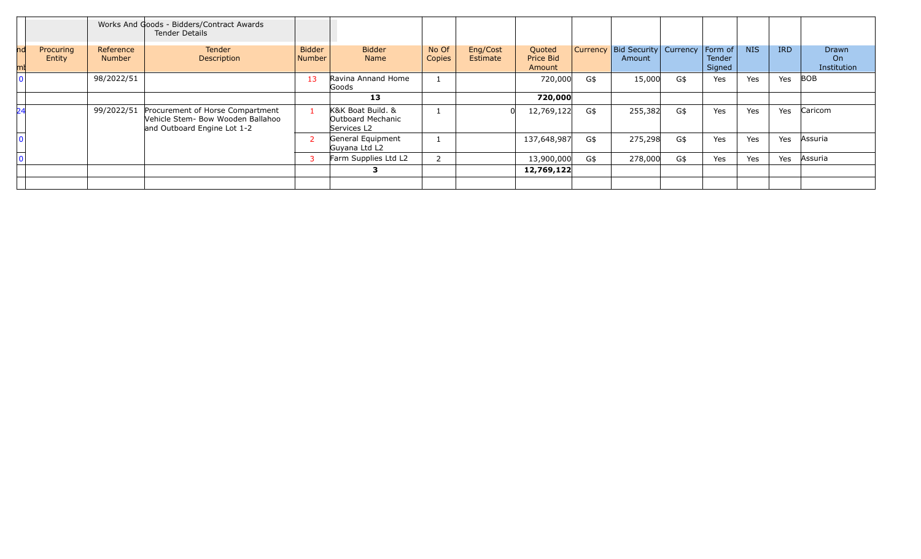| nd mb | Procuring Entity | Reference Number | Works And Goods - Bidders/Contract Awards Tender Details Tender Description | Bidder Number | Bidder Name | No Of Copies | Eng/Cost Estimate | Quoted Price Bid Amount | Currency | Bid Security Amount | Currency | Form of Tender Signed | NIS | IRD | Drawn On Institution |
|---|---|---|---|---|---|---|---|---|---|---|---|---|---|---|---|
| 0 | | 98/2022/51 | | 13 | Ravina Annand Home Goods | 1 | | 720,000 | G$ | 15,000 | G$ | Yes | Yes | Yes | BOB |
| | | | | | **13** | | | **720,000** | | | | | | | |
| 24 | | 99/2022/51 | Procurement of Horse Compartment Vehicle Stem- Bow Wooden Ballahoo and Outboard Engine Lot 1-2 | 1 | K&K Boat Build. & Outboard Mechanic Services L2 | 1 | 0 | 12,769,122 | G$ | 255,382 | G$ | Yes | Yes | Yes | Caricom |
| 0 | | | | 2 | General Equipment Guyana Ltd L2 | 1 | | 137,648,987 | G$ | 275,298 | G$ | Yes | Yes | Yes | Assuria |
| 0 | | | | 3 | Farm Supplies Ltd L2 | 2 | | 13,900,000 | G$ | 278,000 | G$ | Yes | Yes | Yes | Assuria |
| | | | | | **3** | | | **12,769,122** | | | | | | | |
| | | | | | | | | | | | | | | | |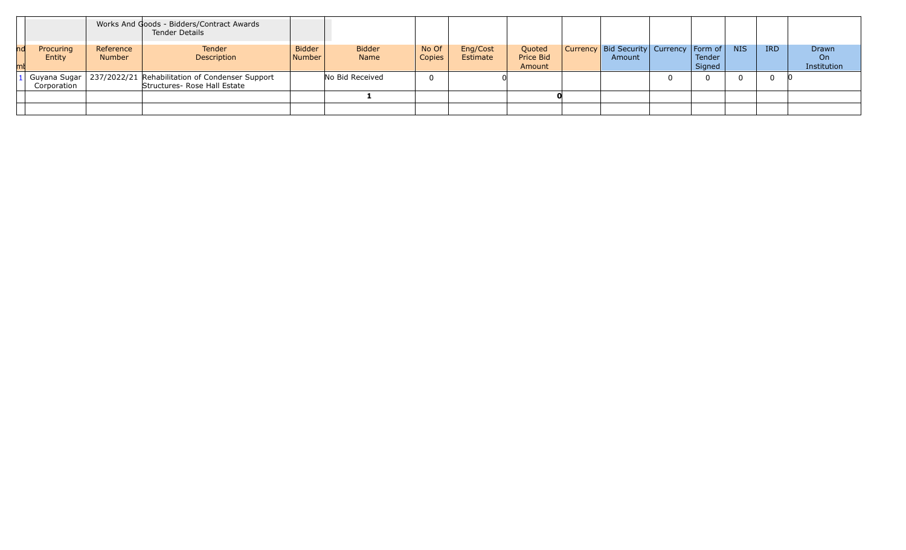| | | | Works And Goods - Bidders/Contract Awards Tender Details | | | | | | | | | | | | |
|---|---|---|---|---|---|---|---|---|---|---|---|---|---|---|---|
| nd mb | Procuring Entity | Reference Number | Tender Description | Bidder Number | Bidder Name | No Of Copies | Eng/Cost Estimate | Quoted Price Bid Amount | Currency | Bid Security Amount | Currency | Form of Tender Signed | NIS | IRD | Drawn On Institution |
| 1 | Guyana Sugar Corporation | 237/2022/21 | Rehabilitation of Condenser Support Structures- Rose Hall Estate | | No Bid Received | 0 | 0 | | | | 0 | 0 | 0 | 0 | 0 |
| | | | | | 1 | | | 0 | | | | | | | |
| | | | | | | | | | | | | | | | |